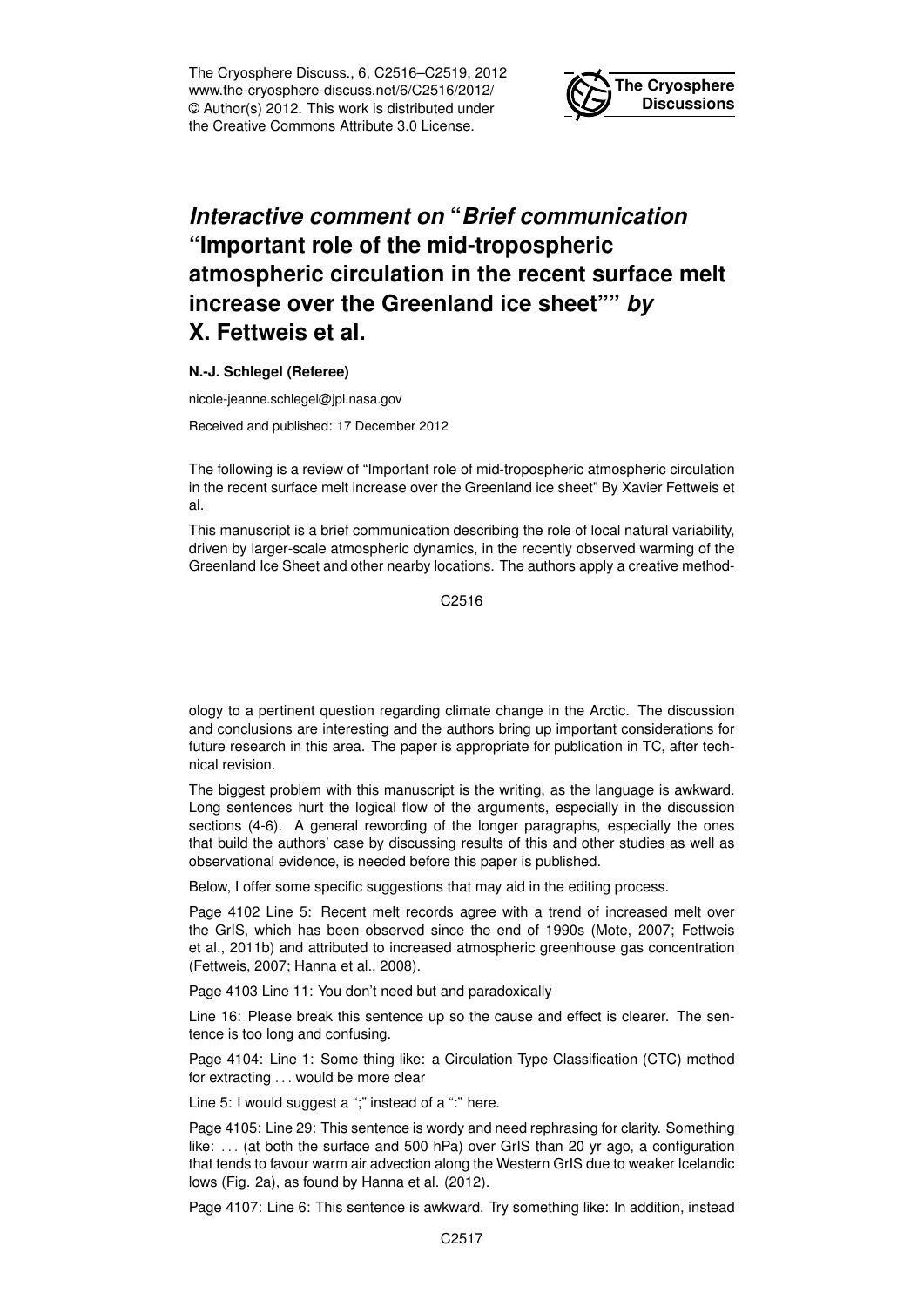# *Interactive comment on* "*Brief communication* "Important role of the mid-tropospheric atmospheric circulation in the recent surface melt increase over the Greenland ice sheet"" *by* X. Fettweis et al.

**N.-J. Schlegel (Referee)**

nicole-jeanne.schlegel@jpl.nasa.gov

Received and published: 17 December 2012

The following is a review of "Important role of mid-tropospheric atmospheric circulation in the recent surface melt increase over the Greenland ice sheet" By Xavier Fettweis et al.

This manuscript is a brief communication describing the role of local natural variability, driven by larger-scale atmospheric dynamics, in the recently observed warming of the Greenland Ice Sheet and other nearby locations. The authors apply a creative methodology to a pertinent question regarding climate change in the Arctic. The discussion and conclusions are interesting and the authors bring up important considerations for future research in this area. The paper is appropriate for publication in TC, after technical revision.

The biggest problem with this manuscript is the writing, as the language is awkward. Long sentences hurt the logical flow of the arguments, especially in the discussion sections (4-6). A general rewording of the longer paragraphs, especially the ones that build the authors' case by discussing results of this and other studies as well as observational evidence, is needed before this paper is published.

Below, I offer some specific suggestions that may aid in the editing process.

Page 4102 Line 5: Recent melt records agree with a trend of increased melt over the GrIS, which has been observed since the end of 1990s (Mote, 2007; Fettweis et al., 2011b) and attributed to increased atmospheric greenhouse gas concentration (Fettweis, 2007; Hanna et al., 2008).

Page 4103 Line 11: You don't need but and paradoxically

Line 16: Please break this sentence up so the cause and effect is clearer. The sentence is too long and confusing.

Page 4104: Line 1: Some thing like: a Circulation Type Classification (CTC) method for extracting . . . would be more clear

Line 5: I would suggest a ";" instead of a ":" here.

Page 4105: Line 29: This sentence is wordy and need rephrasing for clarity. Something like: . . . (at both the surface and 500 hPa) over GrIS than 20 yr ago, a configuration that tends to favour warm air advection along the Western GrIS due to weaker Icelandic lows (Fig. 2a), as found by Hanna et al. (2012).

Page 4107: Line 6: This sentence is awkward. Try something like: In addition, instead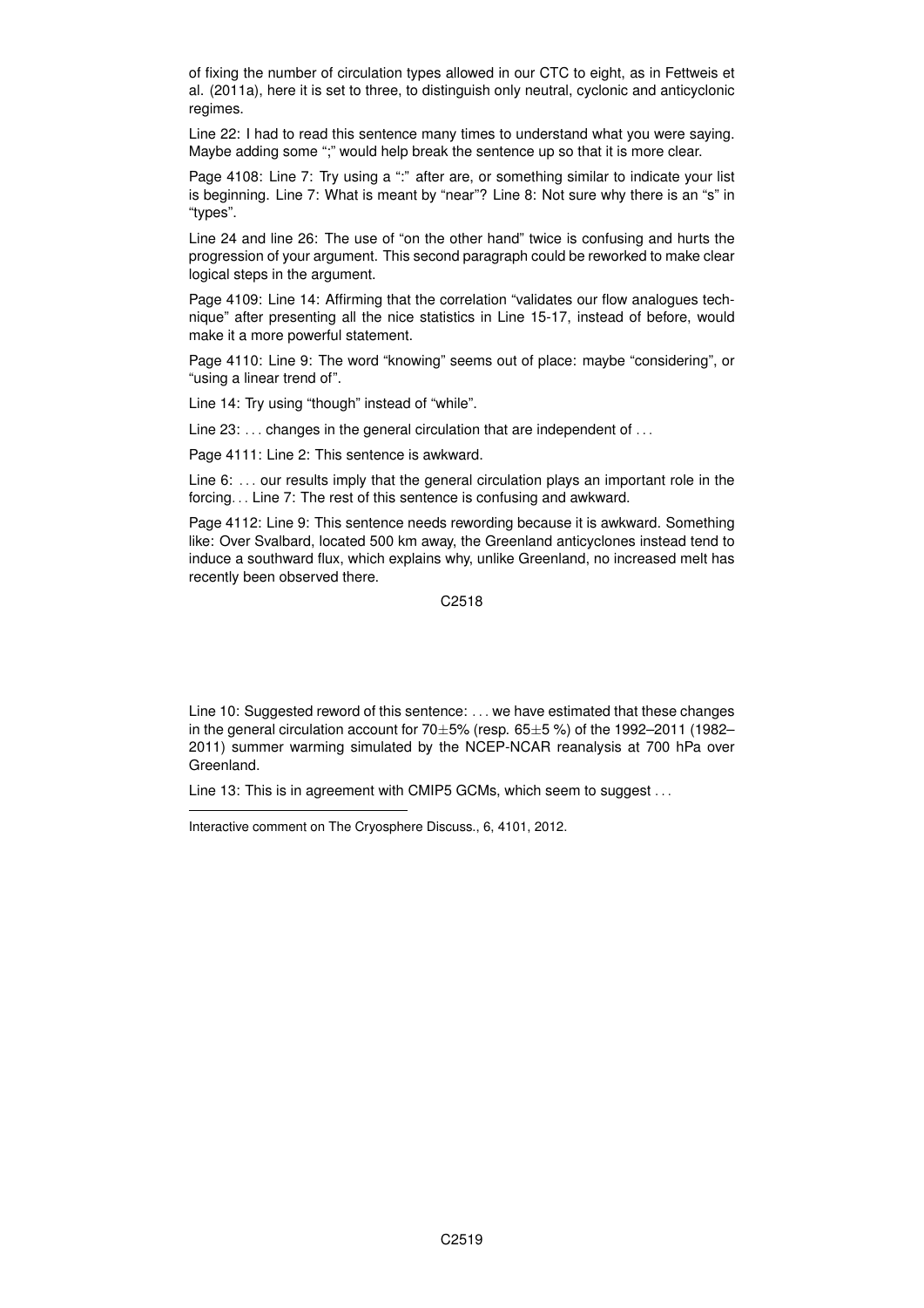of fixing the number of circulation types allowed in our CTC to eight, as in Fettweis et al. (2011a), here it is set to three, to distinguish only neutral, cyclonic and anticyclonic regimes.

Line 22: I had to read this sentence many times to understand what you were saying. Maybe adding some ";" would help break the sentence up so that it is more clear.

Page 4108: Line 7: Try using a ":" after are, or something similar to indicate your list is beginning. Line 7: What is meant by "near"? Line 8: Not sure why there is an "s" in "types".

Line 24 and line 26: The use of "on the other hand" twice is confusing and hurts the progression of your argument. This second paragraph could be reworked to make clear logical steps in the argument.

Page 4109: Line 14: Affirming that the correlation "validates our flow analogues technique" after presenting all the nice statistics in Line 15-17, instead of before, would make it a more powerful statement.

Page 4110: Line 9: The word "knowing" seems out of place: maybe "considering", or "using a linear trend of".

Line 14: Try using "though" instead of "while".

Line 23: ... changes in the general circulation that are independent of ...

Page 4111: Line 2: This sentence is awkward.

Line 6: ... our results imply that the general circulation plays an important role in the forcing... Line 7: The rest of this sentence is confusing and awkward.

Page 4112: Line 9: This sentence needs rewording because it is awkward. Something like: Over Svalbard, located 500 km away, the Greenland anticyclones instead tend to induce a southward flux, which explains why, unlike Greenland, no increased melt has recently been observed there.

Line 10: Suggested reword of this sentence: ... we have estimated that these changes in the general circulation account for 70±5% (resp. 65±5 %) of the 1992–2011 (1982–2011) summer warming simulated by the NCEP-NCAR reanalysis at 700 hPa over Greenland.

Line 13: This is in agreement with CMIP5 GCMs, which seem to suggest ...

Interactive comment on The Cryosphere Discuss., 6, 4101, 2012.